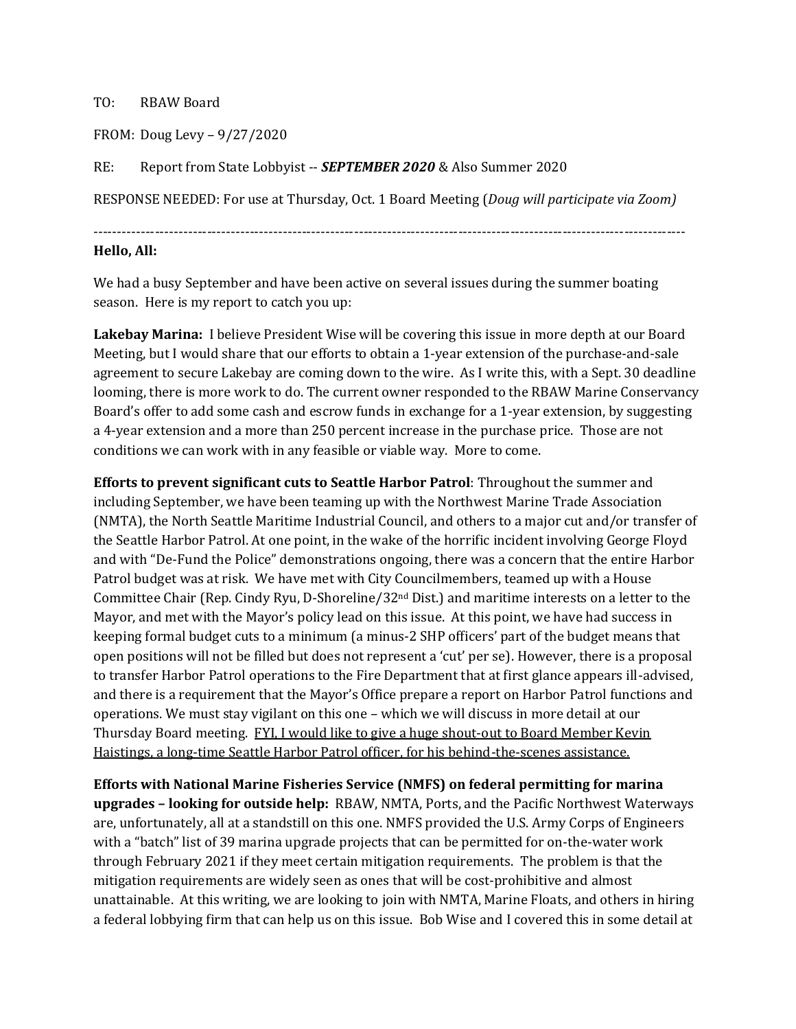TO: RBAW Board

FROM: Doug Levy – 9/27/2020

RE: Report from State Lobbyist -- ***SEPTEMBER 2020*** & Also Summer 2020

RESPONSE NEEDED: For use at Thursday, Oct. 1 Board Meeting (*Doug will participate via Zoom)*

---

**Hello, All:**

We had a busy September and have been active on several issues during the summer boating season. Here is my report to catch you up:

**Lakebay Marina:** I believe President Wise will be covering this issue in more depth at our Board Meeting, but I would share that our efforts to obtain a 1-year extension of the purchase-and-sale agreement to secure Lakebay are coming down to the wire. As I write this, with a Sept. 30 deadline looming, there is more work to do. The current owner responded to the RBAW Marine Conservancy Board's offer to add some cash and escrow funds in exchange for a 1-year extension, by suggesting a 4-year extension and a more than 250 percent increase in the purchase price. Those are not conditions we can work with in any feasible or viable way. More to come.

**Efforts to prevent significant cuts to Seattle Harbor Patrol**: Throughout the summer and including September, we have been teaming up with the Northwest Marine Trade Association (NMTA), the North Seattle Maritime Industrial Council, and others to a major cut and/or transfer of the Seattle Harbor Patrol. At one point, in the wake of the horrific incident involving George Floyd and with "De-Fund the Police" demonstrations ongoing, there was a concern that the entire Harbor Patrol budget was at risk. We have met with City Councilmembers, teamed up with a House Committee Chair (Rep. Cindy Ryu, D-Shoreline/32nd Dist.) and maritime interests on a letter to the Mayor, and met with the Mayor's policy lead on this issue. At this point, we have had success in keeping formal budget cuts to a minimum (a minus-2 SHP officers' part of the budget means that open positions will not be filled but does not represent a 'cut' per se). However, there is a proposal to transfer Harbor Patrol operations to the Fire Department that at first glance appears ill-advised, and there is a requirement that the Mayor's Office prepare a report on Harbor Patrol functions and operations. We must stay vigilant on this one – which we will discuss in more detail at our Thursday Board meeting. <u>FYI, I would like to give a huge shout-out to Board Member Kevin Haistings, a long-time Seattle Harbor Patrol officer, for his behind-the-scenes assistance.</u>

**Efforts with National Marine Fisheries Service (NMFS) on federal permitting for marina upgrades – looking for outside help:** RBAW, NMTA, Ports, and the Pacific Northwest Waterways are, unfortunately, all at a standstill on this one. NMFS provided the U.S. Army Corps of Engineers with a "batch" list of 39 marina upgrade projects that can be permitted for on-the-water work through February 2021 if they meet certain mitigation requirements. The problem is that the mitigation requirements are widely seen as ones that will be cost-prohibitive and almost unattainable. At this writing, we are looking to join with NMTA, Marine Floats, and others in hiring a federal lobbying firm that can help us on this issue. Bob Wise and I covered this in some detail at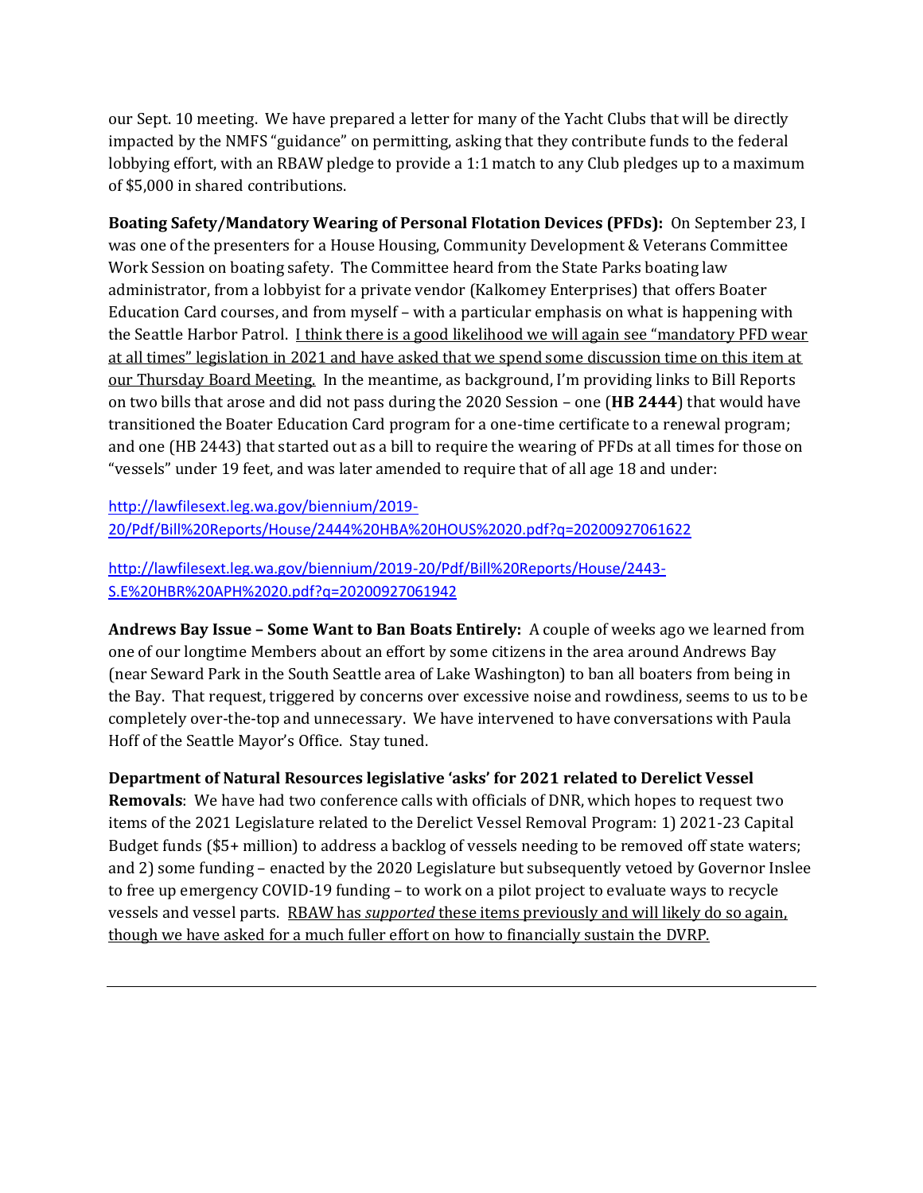our Sept. 10 meeting. We have prepared a letter for many of the Yacht Clubs that will be directly impacted by the NMFS "guidance" on permitting, asking that they contribute funds to the federal lobbying effort, with an RBAW pledge to provide a 1:1 match to any Club pledges up to a maximum of $5,000 in shared contributions.

**Boating Safety/Mandatory Wearing of Personal Flotation Devices (PFDs):** On September 23, I was one of the presenters for a House Housing, Community Development & Veterans Committee Work Session on boating safety. The Committee heard from the State Parks boating law administrator, from a lobbyist for a private vendor (Kalkomey Enterprises) that offers Boater Education Card courses, and from myself – with a particular emphasis on what is happening with the Seattle Harbor Patrol. <u>I think there is a good likelihood we will again see "mandatory PFD wear at all times" legislation in 2021 and have asked that we spend some discussion time on this item at our Thursday Board Meeting.</u> In the meantime, as background, I'm providing links to Bill Reports on two bills that arose and did not pass during the 2020 Session – one (**HB 2444**) that would have transitioned the Boater Education Card program for a one-time certificate to a renewal program; and one (HB 2443) that started out as a bill to require the wearing of PFDs at all times for those on "vessels" under 19 feet, and was later amended to require that of all age 18 and under:

[http://lawfilesext.leg.wa.gov/biennium/2019-20/Pdf/Bill%20Reports/House/2444%20HBA%20HOUS%2020.pdf?q=20200927061622](http://lawfilesext.leg.wa.gov/biennium/2019-20/Pdf/Bill%20Reports/House/2444%20HBA%20HOUS%2020.pdf?q=20200927061622)

[http://lawfilesext.leg.wa.gov/biennium/2019-20/Pdf/Bill%20Reports/House/2443-S.E%20HBR%20APH%2020.pdf?q=20200927061942](http://lawfilesext.leg.wa.gov/biennium/2019-20/Pdf/Bill%20Reports/House/2443-S.E%20HBR%20APH%2020.pdf?q=20200927061942)

**Andrews Bay Issue – Some Want to Ban Boats Entirely:** A couple of weeks ago we learned from one of our longtime Members about an effort by some citizens in the area around Andrews Bay (near Seward Park in the South Seattle area of Lake Washington) to ban all boaters from being in the Bay. That request, triggered by concerns over excessive noise and rowdiness, seems to us to be completely over-the-top and unnecessary. We have intervened to have conversations with Paula Hoff of the Seattle Mayor's Office. Stay tuned.

**Department of Natural Resources legislative 'asks' for 2021 related to Derelict Vessel Removals**: We have had two conference calls with officials of DNR, which hopes to request two items of the 2021 Legislature related to the Derelict Vessel Removal Program: 1) 2021-23 Capital Budget funds ($5+ million) to address a backlog of vessels needing to be removed off state waters; and 2) some funding – enacted by the 2020 Legislature but subsequently vetoed by Governor Inslee to free up emergency COVID-19 funding – to work on a pilot project to evaluate ways to recycle vessels and vessel parts. <u>RBAW has *supported* these items previously and will likely do so again, though we have asked for a much fuller effort on how to financially sustain the DVRP.</u>